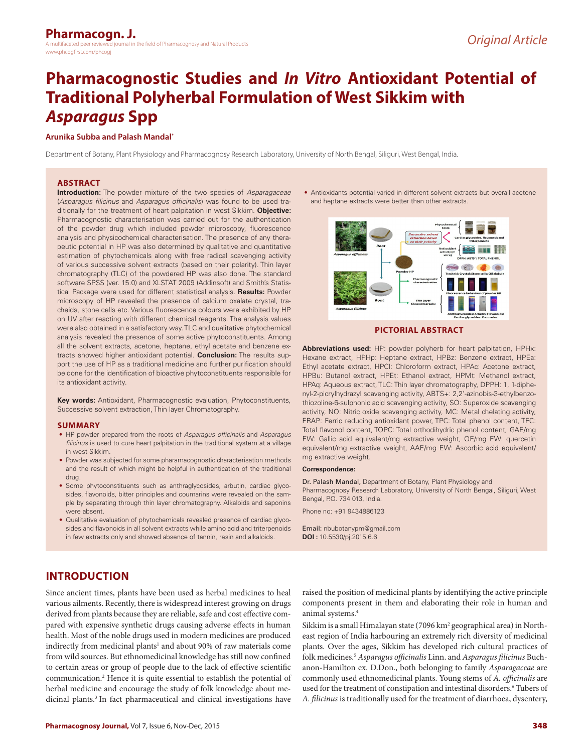Original Article

# Pharmacognostic Studies and *In Vitro* Antioxidant Potential of Traditional Polyherbal Formulation of West Sikkim with *Asparagus* Spp

**Arunika Subba and Palash Mandal***

Department of Botany, Plant Physiology and Pharmacognosy Research Laboratory, University of North Bengal, Siliguri, West Bengal, India.

## ABSTRACT

**Introduction:** The powder mixture of the two species of *Asparagaceae* (*Asparagus filicinus* and *Asparagus officinalis*) was found to be used traditionally for the treatment of heart palpitation in west Sikkim. **Objective:** Pharmacognostic characterisation was carried out for the authentication of the powder drug which included powder microscopy, fluorescence analysis and physicochemical characterisation. The presence of any therapeutic potential in HP was also determined by qualitative and quantitative estimation of phytochemicals along with free radical scavenging activity of various successive solvent extracts (based on their polarity). Thin layer chromatography (TLC) of the powdered HP was also done. The standard software SPSS (ver. 15.0) and XLSTAT 2009 (Addinsoft) and Smith's Statistical Package were used for different statistical analysis. **Results:** Powder microscopy of HP revealed the presence of calcium oxalate crystal, tracheids, stone cells etc. Various fluorescence colours were exhibited by HP on UV after reacting with different chemical reagents. The analysis values were also obtained in a satisfactory way. TLC and qualitative phytochemical analysis revealed the presence of some active phytoconstituents. Among all the solvent extracts, acetone, heptane, ethyl acetate and benzene extracts showed higher antioxidant potential. **Conclusion:** The results support the use of HP as a traditional medicine and further purification should be done for the identification of bioactive phytoconstituents responsible for its antioxidant activity.

**Key words:** Antioxidant, Pharmacognostic evaluation, Phytoconstituents, Successive solvent extraction, Thin layer Chromatography.

## SUMMARY

- HP powder prepared from the roots of *Asparagus officinalis* and *Asparagus filicinus* is used to cure heart palpitation in the traditional system at a village in west Sikkim.
- Powder was subjected for some pharamacognostic characterisation methods and the result of which might be helpful in authentication of the traditional drug.
- Some phytoconstituents such as anthraglycosides, arbutin, cardiac glycosides, flavonoids, bitter principles and coumarins were revealed on the sample by separating through thin layer chromatography. Alkaloids and saponins were absent.
- Qualitative evaluation of phytochemicals revealed presence of cardiac glycosides and flavonoids in all solvent extracts while amino acid and triterpenoids in few extracts only and showed absence of tannin, resin and alkaloids.
- Antioxidants potential varied in different solvent extracts but overall acetone and heptane extracts were better than other extracts.

**PICTORIAL ABSTRACT**

**Abbreviations used:** HP: powder polyherb for heart palpitation, HPHx: Hexane extract, HPHp: Heptane extract, HPBz: Benzene extract, HPEa: Ethyl acetate extract, HPCl: Chloroform extract, HPAc: Acetone extract, HPBu: Butanol extract, HPEt: Ethanol extract, HPMt: Methanol extract, HPAq: Aqueous extract, TLC: Thin layer chromatography, DPPH: 1, 1-diphenyl-2-picrylhydrazyl scavenging activity, ABTS+: 2,2′-azinobis-3-ethylbenzothiozoline-6-sulphonic acid scavenging activity, SO: Superoxide scavenging activity, NO: Nitric oxide scavenging activity, MC: Metal chelating activity, FRAP: Ferric reducing antioxidant power, TPC: Total phenol content, TFC: Total flavonol content, TOPC: Total orthodihydric phenol content, GAE/mg EW: Gallic acid equivalent/mg extractive weight, QE/mg EW: quercetin equivalent/mg extractive weight, AAE/mg EW: Ascorbic acid equivalent/mg extractive weight.

**Correspondence:**

Dr. Palash Mandal, Department of Botany, Plant Physiology and Pharmacognosy Research Laboratory, University of North Bengal, Siliguri, West Bengal, P.O. 734 013, India.

Phone no: +91 9434886123

Email: nbubotanypm@gmail.com
**DOI :** 10.5530/pj.2015.6.6

## INTRODUCTION

Since ancient times, plants have been used as herbal medicines to heal various ailments. Recently, there is widespread interest growing on drugs derived from plants because they are reliable, safe and cost effective compared with expensive synthetic drugs causing adverse effects in human health. Most of the noble drugs used in modern medicines are produced indirectly from medicinal plants[1] and about 90% of raw materials come from wild sources. But ethnomedicinal knowledge has still now confined to certain areas or group of people due to the lack of effective scientific communication.[2] Hence it is quite essential to establish the potential of herbal medicine and encourage the study of folk knowledge about medicinal plants.[3] In fact pharmaceutical and clinical investigations have raised the position of medicinal plants by identifying the active principle components present in them and elaborating their role in human and animal systems.[4]

Sikkim is a small Himalayan state (7096 km$^2$ geographical area) in Northeast region of India harbouring an extremely rich diversity of medicinal plants. Over the ages, Sikkim has developed rich cultural practices of folk medicines.[5] *Asparagus officinalis* Linn. and *Asparagus filicinus* Buchanon-Hamilton ex. D.Don., both belonging to family *Asparagaceae* are commonly used ethnomedicinal plants. Young stems of *A. officinalis* are used for the treatment of constipation and intestinal disorders.[6] Tubers of *A. filicinus* is traditionally used for the treatment of diarrhoea, dysentery,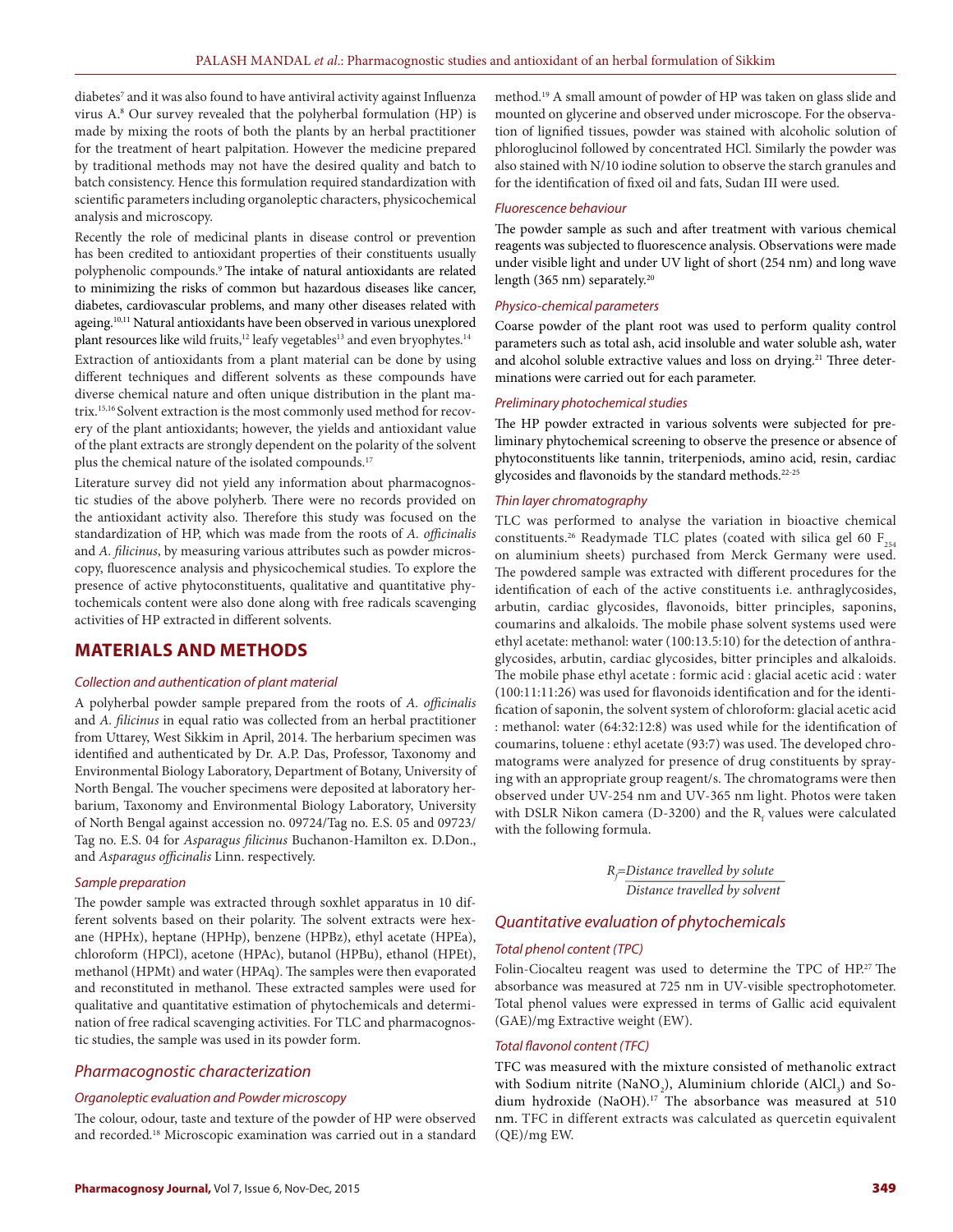diabetes[7] and it was also found to have antiviral activity against Influenza virus A.[8] Our survey revealed that the polyherbal formulation (HP) is made by mixing the roots of both the plants by an herbal practitioner for the treatment of heart palpitation. However the medicine prepared by traditional methods may not have the desired quality and batch to batch consistency. Hence this formulation required standardization with scientific parameters including organoleptic characters, physicochemical analysis and microscopy.

Recently the role of medicinal plants in disease control or prevention has been credited to antioxidant properties of their constituents usually polyphenolic compounds.[9] The intake of natural antioxidants are related to minimizing the risks of common but hazardous diseases like cancer, diabetes, cardiovascular problems, and many other diseases related with ageing.[10,11] Natural antioxidants have been observed in various unexplored plant resources like wild fruits,[12] leafy vegetables[13] and even bryophytes.[14]

Extraction of antioxidants from a plant material can be done by using different techniques and different solvents as these compounds have diverse chemical nature and often unique distribution in the plant matrix.[15,16] Solvent extraction is the most commonly used method for recovery of the plant antioxidants; however, the yields and antioxidant value of the plant extracts are strongly dependent on the polarity of the solvent plus the chemical nature of the isolated compounds.[17]

Literature survey did not yield any information about pharmacognostic studies of the above polyherb. There were no records provided on the antioxidant activity also. Therefore this study was focused on the standardization of HP, which was made from the roots of *A. officinalis* and *A. filicinus*, by measuring various attributes such as powder microscopy, fluorescence analysis and physicochemical studies. To explore the presence of active phytoconstituents, qualitative and quantitative phytochemicals content were also done along with free radicals scavenging activities of HP extracted in different solvents.

## MATERIALS AND METHODS

#### *Collection and authentication of plant material*

A polyherbal powder sample prepared from the roots of *A. officinalis* and *A. filicinus* in equal ratio was collected from an herbal practitioner from Uttarey, West Sikkim in April, 2014. The herbarium specimen was identified and authenticated by Dr. A.P. Das, Professor, Taxonomy and Environmental Biology Laboratory, Department of Botany, University of North Bengal. The voucher specimens were deposited at laboratory herbarium, Taxonomy and Environmental Biology Laboratory, University of North Bengal against accession no. 09724/Tag no. E.S. 05 and 09723/ Tag no. E.S. 04 for *Asparagus filicinus* Buchanon-Hamilton ex. D.Don., and *Asparagus officinalis* Linn. respectively.

#### *Sample preparation*

The powder sample was extracted through soxhlet apparatus in 10 different solvents based on their polarity. The solvent extracts were hexane (HPHx), heptane (HPHp), benzene (HPBz), ethyl acetate (HPEa), chloroform (HPCl), acetone (HPAc), butanol (HPBu), ethanol (HPEt), methanol (HPMt) and water (HPAq). The samples were then evaporated and reconstituted in methanol. These extracted samples were used for qualitative and quantitative estimation of phytochemicals and determination of free radical scavenging activities. For TLC and pharmacognostic studies, the sample was used in its powder form.

### *Pharmacognostic characterization*

#### *Organoleptic evaluation and Powder microscopy*

The colour, odour, taste and texture of the powder of HP were observed and recorded.[18] Microscopic examination was carried out in a standard method.[19] A small amount of powder of HP was taken on glass slide and mounted on glycerine and observed under microscope. For the observation of lignified tissues, powder was stained with alcoholic solution of phloroglucinol followed by concentrated HCl. Similarly the powder was also stained with N/10 iodine solution to observe the starch granules and for the identification of fixed oil and fats, Sudan III were used.

#### *Fluorescence behaviour*

The powder sample as such and after treatment with various chemical reagents was subjected to fluorescence analysis. Observations were made under visible light and under UV light of short (254 nm) and long wave length (365 nm) separately.[20]

#### *Physico-chemical parameters*

Coarse powder of the plant root was used to perform quality control parameters such as total ash, acid insoluble and water soluble ash, water and alcohol soluble extractive values and loss on drying.[21] Three determinations were carried out for each parameter.

#### *Preliminary photochemical studies*

The HP powder extracted in various solvents were subjected for preliminary phytochemical screening to observe the presence or absence of phytoconstituents like tannin, triterpeniods, amino acid, resin, cardiac glycosides and flavonoids by the standard methods.[22-25]

#### *Thin layer chromatography*

TLC was performed to analyse the variation in bioactive chemical constituents.[26] Readymade TLC plates (coated with silica gel 60 $F_{254}$ on aluminium sheets) purchased from Merck Germany were used. The powdered sample was extracted with different procedures for the identification of each of the active constituents i.e. anthraglycosides, arbutin, cardiac glycosides, flavonoids, bitter principles, saponins, coumarins and alkaloids. The mobile phase solvent systems used were ethyl acetate: methanol: water (100:13.5:10) for the detection of anthraglycosides, arbutin, cardiac glycosides, bitter principles and alkaloids. The mobile phase ethyl acetate : formic acid : glacial acetic acid : water (100:11:11:26) was used for flavonoids identification and for the identification of saponin, the solvent system of chloroform: glacial acetic acid : methanol: water (64:32:12:8) was used while for the identification of coumarins, toluene : ethyl acetate (93:7) was used. The developed chromatograms were analyzed for presence of drug constituents by spraying with an appropriate group reagent/s. The chromatograms were then observed under UV-254 nm and UV-365 nm light. Photos were taken with DSLR Nikon camera (D-3200) and the $R_f$ values were calculated with the following formula.

$$R_f = \frac{\text{Distance travelled by solute}}{\text{Distance travelled by solvent}}$$

### *Quantitative evaluation of phytochemicals*

#### *Total phenol content (TPC)*

Folin-Ciocalteu reagent was used to determine the TPC of HP.[27] The absorbance was measured at 725 nm in UV-visible spectrophotometer. Total phenol values were expressed in terms of Gallic acid equivalent (GAE)/mg Extractive weight (EW).

#### *Total flavonol content (TFC)*

TFC was measured with the mixture consisted of methanolic extract with Sodium nitrite ($NaNO_2$), Aluminium chloride ($AlCl_3$) and Sodium hydroxide (NaOH).[17] The absorbance was measured at 510 nm. TFC in different extracts was calculated as quercetin equivalent (QE)/mg EW.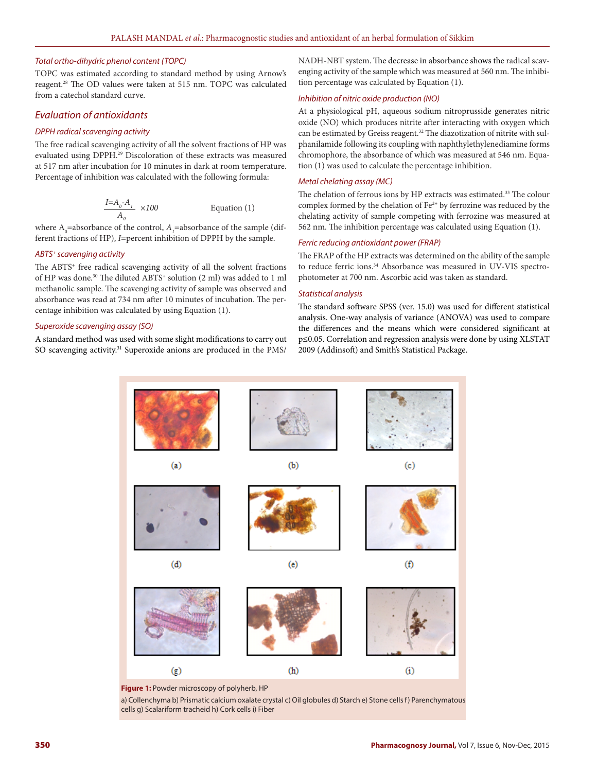#### Total ortho-dihydric phenol content (TOPC)

TOPC was estimated according to standard method by using Arnow's reagent.[28] The OD values were taken at 515 nm. TOPC was calculated from a catechol standard curve.

### Evaluation of antioxidants

#### DPPH radical scavenging activity

The free radical scavenging activity of all the solvent fractions of HP was evaluated using DPPH.[29] Discoloration of these extracts was measured at 517 nm after incubation for 10 minutes in dark at room temperature. Percentage of inhibition was calculated with the following formula:

$$I = \frac{A_0 - A_1}{A_0} \times 100 \qquad \text{Equation (1)}$$

where $A_0$=absorbance of the control, $A_1$=absorbance of the sample (different fractions of HP), $I$=percent inhibition of DPPH by the sample.

#### ABTS+ scavenging activity

The ABTS+ free radical scavenging activity of all the solvent fractions of HP was done.[30] The diluted ABTS+ solution (2 ml) was added to 1 ml methanolic sample. The scavenging activity of sample was observed and absorbance was read at 734 nm after 10 minutes of incubation. The percentage inhibition was calculated by using Equation (1).

#### Superoxide scavenging assay (SO)

A standard method was used with some slight modifications to carry out SO scavenging activity.[31] Superoxide anions are produced in the PMS/NADH-NBT system. The decrease in absorbance shows the radical scavenging activity of the sample which was measured at 560 nm. The inhibition percentage was calculated by Equation (1).

#### Inhibition of nitric oxide production (NO)

At a physiological pH, aqueous sodium nitroprusside generates nitric oxide (NO) which produces nitrite after interacting with oxygen which can be estimated by Greiss reagent.[32] The diazotization of nitrite with sulphanilamide following its coupling with naphthylethylenediamine forms chromophore, the absorbance of which was measured at 546 nm. Equation (1) was used to calculate the percentage inhibition.

#### Metal chelating assay (MC)

The chelation of ferrous ions by HP extracts was estimated.[33] The colour complex formed by the chelation of $Fe^{2+}$ by ferrozine was reduced by the chelating activity of sample competing with ferrozine was measured at 562 nm. The inhibition percentage was calculated using Equation (1).

#### Ferric reducing antioxidant power (FRAP)

The FRAP of the HP extracts was determined on the ability of the sample to reduce ferric ions.[34] Absorbance was measured in UV-VIS spectrophotometer at 700 nm. Ascorbic acid was taken as standard.

#### Statistical analysis

The standard software SPSS (ver. 15.0) was used for different statistical analysis. One-way analysis of variance (ANOVA) was used to compare the differences and the means which were considered significant at $p \leq 0.05$. Correlation and regression analysis were done by using XLSTAT 2009 (Addinsoft) and Smith's Statistical Package.

**Figure 1:** Powder microscopy of polyherb, HP

a) Collenchyma b) Prismatic calcium oxalate crystal c) Oil globules d) Starch e) Stone cells f) Parenchymatous cells g) Scalariform tracheid h) Cork cells i) Fiber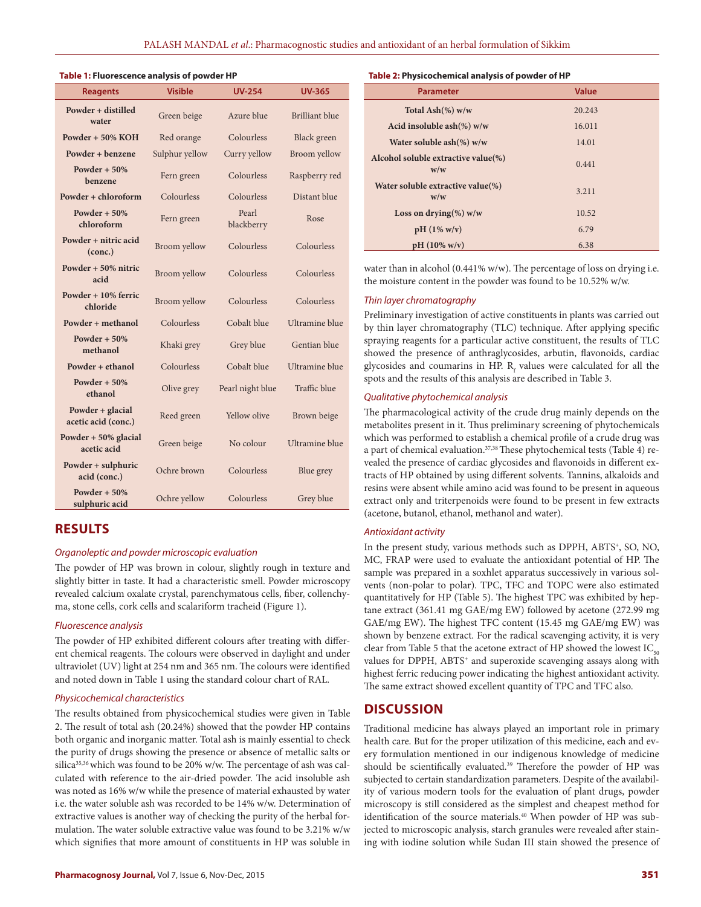**Table 1: Fluorescence analysis of powder HP**

| Reagents | Visible | UV-254 | UV-365 |
|---|---|---|---|
| Powder + distilled water | Green beige | Azure blue | Brilliant blue |
| Powder + 50% KOH | Red orange | Colourless | Black green |
| Powder + benzene | Sulphur yellow | Curry yellow | Broom yellow |
| Powder + 50% benzene | Fern green | Colourless | Raspberry red |
| Powder + chloroform | Colourless | Colourless | Distant blue |
| Powder + 50% chloroform | Fern green | Pearl blackberry | Rose |
| Powder + nitric acid (conc.) | Broom yellow | Colourless | Colourless |
| Powder + 50% nitric acid | Broom yellow | Colourless | Colourless |
| Powder + 10% ferric chloride | Broom yellow | Colourless | Colourless |
| Powder + methanol | Colourless | Cobalt blue | Ultramine blue |
| Powder + 50% methanol | Khaki grey | Grey blue | Gentian blue |
| Powder + ethanol | Colourless | Cobalt blue | Ultramine blue |
| Powder + 50% ethanol | Olive grey | Pearl night blue | Traffic blue |
| Powder + glacial acetic acid (conc.) | Reed green | Yellow olive | Brown beige |
| Powder + 50% glacial acetic acid | Green beige | No colour | Ultramine blue |
| Powder + sulphuric acid (conc.) | Ochre brown | Colourless | Blue grey |
| Powder + 50% sulphuric acid | Ochre yellow | Colourless | Grey blue |

## RESULTS

### *Organoleptic and powder microscopic evaluation*

The powder of HP was brown in colour, slightly rough in texture and slightly bitter in taste. It had a characteristic smell. Powder microscopy revealed calcium oxalate crystal, parenchymatous cells, fiber, collenchyma, stone cells, cork cells and scalariform tracheid (Figure 1).

### *Fluorescence analysis*

The powder of HP exhibited different colours after treating with different chemical reagents. The colours were observed in daylight and under ultraviolet (UV) light at 254 nm and 365 nm. The colours were identified and noted down in Table 1 using the standard colour chart of RAL.

### *Physicochemical characteristics*

The results obtained from physicochemical studies were given in Table 2. The result of total ash (20.24%) showed that the powder HP contains both organic and inorganic matter. Total ash is mainly essential to check the purity of drugs showing the presence or absence of metallic salts or silica[35,36] which was found to be 20% w/w. The percentage of ash was calculated with reference to the air-dried powder. The acid insoluble ash was noted as 16% w/w while the presence of material exhausted by water i.e. the water soluble ash was recorded to be 14% w/w. Determination of extractive values is another way of checking the purity of the herbal formulation. The water soluble extractive value was found to be 3.21% w/w which signifies that more amount of constituents in HP was soluble in water than in alcohol (0.441% w/w). The percentage of loss on drying i.e. the moisture content in the powder was found to be 10.52% w/w.

**Table 2: Physicochemical analysis of powder of HP**

| Parameter | Value |
|---|---|
| Total Ash(%) w/w | 20.243 |
| Acid insoluble ash(%) w/w | 16.011 |
| Water soluble ash(%) w/w | 14.01 |
| Alcohol soluble extractive value(%) w/w | 0.441 |
| Water soluble extractive value(%) w/w | 3.211 |
| Loss on drying(%) w/w | 10.52 |
| pH (1% w/v) | 6.79 |
| pH (10% w/v) | 6.38 |

### *Thin layer chromatography*

Preliminary investigation of active constituents in plants was carried out by thin layer chromatography (TLC) technique. After applying specific spraying reagents for a particular active constituent, the results of TLC showed the presence of anthraglycosides, arbutin, flavonoids, cardiac glycosides and coumarins in HP. $R_f$ values were calculated for all the spots and the results of this analysis are described in Table 3.

### *Qualitative phytochemical analysis*

The pharmacological activity of the crude drug mainly depends on the metabolites present in it. Thus preliminary screening of phytochemicals which was performed to establish a chemical profile of a crude drug was a part of chemical evaluation.[37,38] These phytochemical tests (Table 4) revealed the presence of cardiac glycosides and flavonoids in different extracts of HP obtained by using different solvents. Tannins, alkaloids and resins were absent while amino acid was found to be present in aqueous extract only and triterpenoids were found to be present in few extracts (acetone, butanol, ethanol, methanol and water).

### *Antioxidant activity*

In the present study, various methods such as DPPH, $ABTS^+$, SO, NO, MC, FRAP were used to evaluate the antioxidant potential of HP. The sample was prepared in a soxhlet apparatus successively in various solvents (non-polar to polar). TPC, TFC and TOPC were also estimated quantitatively for HP (Table 5). The highest TPC was exhibited by heptane extract (361.41 mg GAE/mg EW) followed by acetone (272.99 mg GAE/mg EW). The highest TFC content (15.45 mg GAE/mg EW) was shown by benzene extract. For the radical scavenging activity, it is very clear from Table 5 that the acetone extract of HP showed the lowest $IC_{50}$ values for DPPH, $ABTS^+$ and superoxide scavenging assays along with highest ferric reducing power indicating the highest antioxidant activity. The same extract showed excellent quantity of TPC and TFC also.

## DISCUSSION

Traditional medicine has always played an important role in primary health care. But for the proper utilization of this medicine, each and every formulation mentioned in our indigenous knowledge of medicine should be scientifically evaluated.[39] Therefore the powder of HP was subjected to certain standardization parameters. Despite of the availability of various modern tools for the evaluation of plant drugs, powder microscopy is still considered as the simplest and cheapest method for identification of the source materials.[40] When powder of HP was subjected to microscopic analysis, starch granules were revealed after staining with iodine solution while Sudan III stain showed the presence of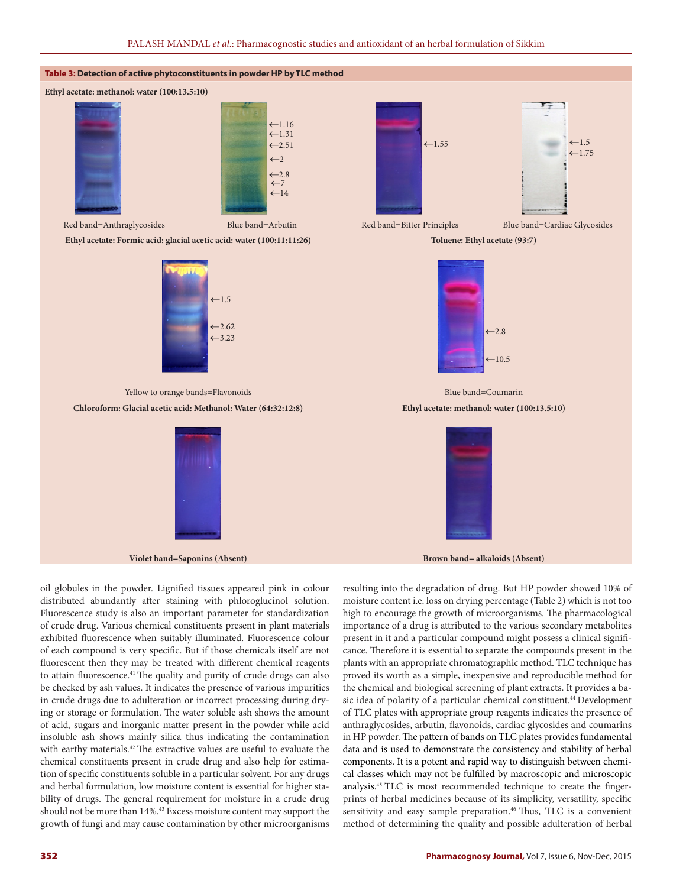**Table 3: Detection of active phytoconstituents in powder HP by TLC method**

**Ethyl acetate: methanol: water (100:13.5:10)**

←1.16
←1.31
←2.51
←2
←2.8
←7
←14

←1.55

←1.5
←1.75

Red band=Anthraglycosides

Blue band=Arbutin

Red band=Bitter Principles

Blue band=Cardiac Glycosides

**Ethyl acetate: Formic acid: glacial acetic acid: water (100:11:11:26)**

**Toluene: Ethyl acetate (93:7)**

←1.5
←2.62
←3.23

←2.8
←10.5

Yellow to orange bands=Flavonoids

Blue band=Coumarin

**Chloroform: Glacial acetic acid: Methanol: Water (64:32:12:8)**

**Ethyl acetate: methanol: water (100:13.5:10)**

**Violet band=Saponins (Absent)**

**Brown band= alkaloids (Absent)**

oil globules in the powder. Lignified tissues appeared pink in colour distributed abundantly after staining with phloroglucinol solution. Fluorescence study is also an important parameter for standardization of crude drug. Various chemical constituents present in plant materials exhibited fluorescence when suitably illuminated. Fluorescence colour of each compound is very specific. But if those chemicals itself are not fluorescent then they may be treated with different chemical reagents to attain fluorescence.[41] The quality and purity of crude drugs can also be checked by ash values. It indicates the presence of various impurities in crude drugs due to adulteration or incorrect processing during drying or storage or formulation. The water soluble ash shows the amount of acid, sugars and inorganic matter present in the powder while acid insoluble ash shows mainly silica thus indicating the contamination with earthy materials.[42] The extractive values are useful to evaluate the chemical constituents present in crude drug and also help for estimation of specific constituents soluble in a particular solvent. For any drugs and herbal formulation, low moisture content is essential for higher stability of drugs. The general requirement for moisture in a crude drug should not be more than 14%.[43] Excess moisture content may support the growth of fungi and may cause contamination by other microorganisms resulting into the degradation of drug. But HP powder showed 10% of moisture content i.e. loss on drying percentage (Table 2) which is not too high to encourage the growth of microorganisms. The pharmacological importance of a drug is attributed to the various secondary metabolites present in it and a particular compound might possess a clinical significance. Therefore it is essential to separate the compounds present in the plants with an appropriate chromatographic method. TLC technique has proved its worth as a simple, inexpensive and reproducible method for the chemical and biological screening of plant extracts. It provides a basic idea of polarity of a particular chemical constituent.[44] Development of TLC plates with appropriate group reagents indicates the presence of anthraglycosides, arbutin, flavonoids, cardiac glycosides and coumarins in HP powder. The pattern of bands on TLC plates provides fundamental data and is used to demonstrate the consistency and stability of herbal components. It is a potent and rapid way to distinguish between chemical classes which may not be fulfilled by macroscopic and microscopic analysis.[45] TLC is most recommended technique to create the fingerprints of herbal medicines because of its simplicity, versatility, specific sensitivity and easy sample preparation.[46] Thus, TLC is a convenient method of determining the quality and possible adulteration of herbal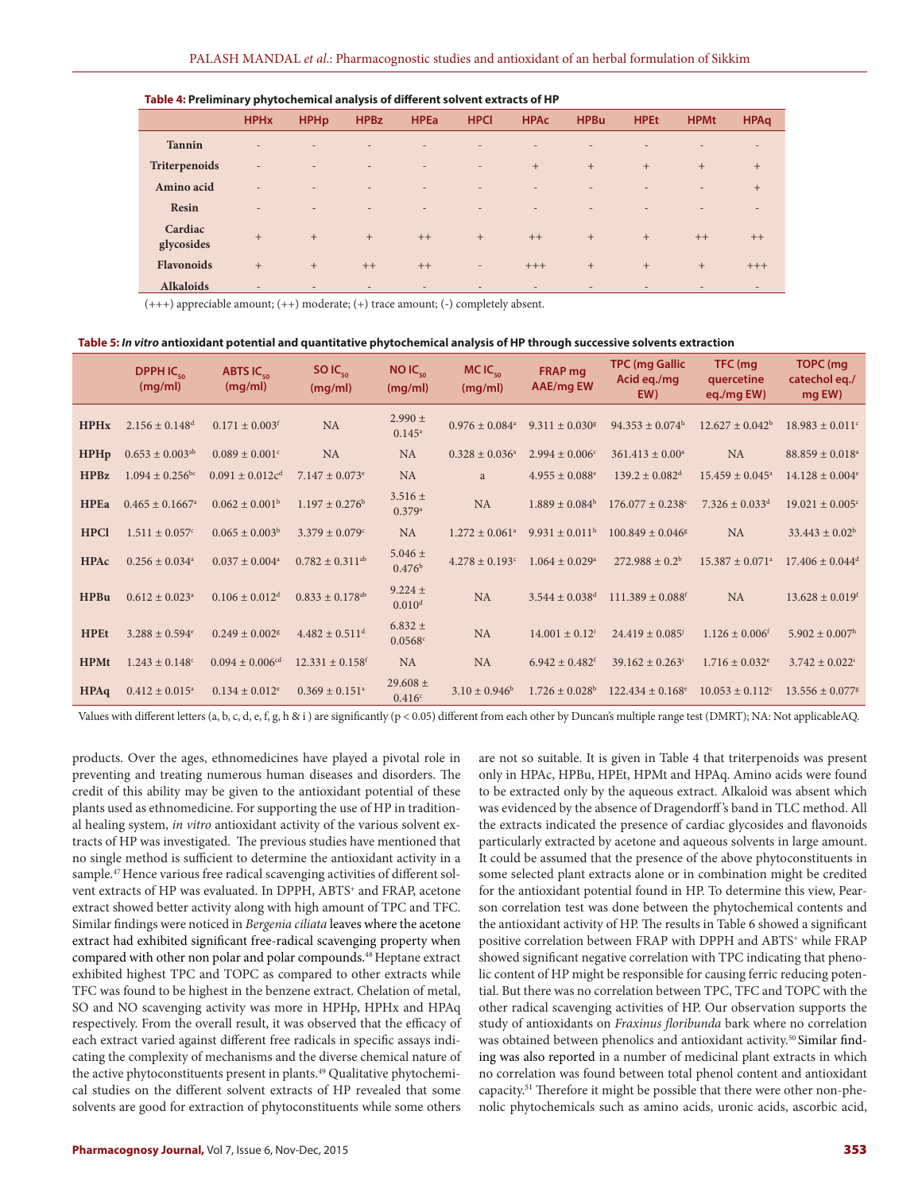**Table 4: Preliminary phytochemical analysis of different solvent extracts of HP**

| | HPHx | HPHp | HPBz | HPEa | HPCl | HPAc | HPBu | HPEt | HPMt | HPAq |
|---|---|---|---|---|---|---|---|---|---|---|
| Tannin | - | - | - | - | - | - | - | - | - | - |
| Triterpenoids | - | - | - | - | - | + | + | + | + | + |
| Amino acid | - | - | - | - | - | - | - | - | - | + |
| Resin | - | - | - | - | - | - | - | - | - | - |
| Cardiac glycosides | + | + | + | ++ | + | ++ | + | + | ++ | ++ |
| Flavonoids | + | + | ++ | ++ | - | +++ | + | + | + | +++ |
| Alkaloids | - | - | - | - | - | - | - | - | - | - |

(+++) appreciable amount; (++) moderate; (+) trace amount; (-) completely absent.

**Table 5: *In vitro* antioxidant potential and quantitative phytochemical analysis of HP through successive solvents extraction**

| | DPPH $IC_{50}$ (mg/ml) | ABTS $IC_{50}$ (mg/ml) | SO $IC_{50}$ (mg/ml) | NO $IC_{50}$ (mg/ml) | MC $IC_{50}$ (mg/ml) | FRAP mg AAE/mg EW | TPC (mg Gallic Acid eq./mg EW) | TFC (mg quercetine eq./mg EW) | TOPC (mg catechol eq./ mg EW) |
|---|---|---|---|---|---|---|---|---|---|
| HPHx | $2.156 \pm 0.148^{d}$ | $0.171 \pm 0.003^{f}$ | NA | $2.990 \pm 0.145^{a}$ | $0.976 \pm 0.084^{a}$ | $9.311 \pm 0.030^{g}$ | $94.353 \pm 0.074^{h}$ | $12.627 \pm 0.042^{b}$ | $18.983 \pm 0.011^{c}$ |
| HPHp | $0.653 \pm 0.003^{ab}$ | $0.089 \pm 0.001^{c}$ | NA | NA | $0.328 \pm 0.036^{a}$ | $2.994 \pm 0.006^{c}$ | $361.413 \pm 0.00^{a}$ | NA | $88.859 \pm 0.018^{a}$ |
| HPBz | $1.094 \pm 0.256^{bc}$ | $0.091 \pm 0.012c^{d}$ | $7.147 \pm 0.073^{e}$ | NA | a | $4.955 \pm 0.088^{e}$ | $139.2 \pm 0.082^{d}$ | $15.459 \pm 0.045^{a}$ | $14.128 \pm 0.004^{e}$ |
| HPEa | $0.465 \pm 0.1667^{a}$ | $0.062 \pm 0.001^{b}$ | $1.197 \pm 0.276^{b}$ | $3.516 \pm 0.379^{a}$ | NA | $1.889 \pm 0.084^{b}$ | $176.077 \pm 0.238^{c}$ | $7.326 \pm 0.033^{d}$ | $19.021 \pm 0.005^{c}$ |
| HPCl | $1.511 \pm 0.057^{c}$ | $0.065 \pm 0.003^{b}$ | $3.379 \pm 0.079^{c}$ | NA | $1.272 \pm 0.061^{a}$ | $9.931 \pm 0.011^{h}$ | $100.849 \pm 0.046^{g}$ | NA | $33.443 \pm 0.02^{b}$ |
| HPAc | $0.256 \pm 0.034^{a}$ | $0.037 \pm 0.004^{a}$ | $0.782 \pm 0.311^{ab}$ | $5.046 \pm 0.476^{b}$ | $4.278 \pm 0.193^{c}$ | $1.064 \pm 0.029^{a}$ | $272.988 \pm 0.2^{b}$ | $15.387 \pm 0.071^{a}$ | $17.406 \pm 0.044^{d}$ |
| HPBu | $0.612 \pm 0.023^{a}$ | $0.106 \pm 0.012^{d}$ | $0.833 \pm 0.178^{ab}$ | $9.224 \pm 0.010^{d}$ | NA | $3.544 \pm 0.038^{d}$ | $111.389 \pm 0.088^{f}$ | NA | $13.628 \pm 0.019^{f}$ |
| HPEt | $3.288 \pm 0.594^{e}$ | $0.249 \pm 0.002^{g}$ | $4.482 \pm 0.511^{d}$ | $6.832 \pm 0.0568^{c}$ | NA | $14.001 \pm 0.12^{i}$ | $24.419 \pm 0.085^{j}$ | $1.126 \pm 0.006^{f}$ | $5.902 \pm 0.007^{h}$ |
| HPMt | $1.243 \pm 0.148^{c}$ | $0.094 \pm 0.006^{cd}$ | $12.331 \pm 0.158^{f}$ | NA | NA | $6.942 \pm 0.482^{f}$ | $39.162 \pm 0.263^{i}$ | $1.716 \pm 0.032^{e}$ | $3.742 \pm 0.022^{i}$ |
| HPAq | $0.412 \pm 0.015^{a}$ | $0.134 \pm 0.012^{e}$ | $0.369 \pm 0.151^{a}$ | $29.608 \pm 0.416^{c}$ | $3.10 \pm 0.946^{b}$ | $1.726 \pm 0.028^{b}$ | $122.434 \pm 0.168^{e}$ | $10.053 \pm 0.112^{c}$ | $13.556 \pm 0.077^{g}$ |

Values with different letters (a, b, c, d, e, f, g, h & i ) are significantly ($p < 0.05$) different from each other by Duncan's multiple range test (DMRT); NA: Not applicableAQ.

products. Over the ages, ethnomedicines have played a pivotal role in preventing and treating numerous human diseases and disorders. The credit of this ability may be given to the antioxidant potential of these plants used as ethnomedicine. For supporting the use of HP in traditional healing system, *in vitro* antioxidant activity of the various solvent extracts of HP was investigated. The previous studies have mentioned that no single method is sufficient to determine the antioxidant activity in a sample.[47] Hence various free radical scavenging activities of different solvent extracts of HP was evaluated. In DPPH, ABTS$^{+}$ and FRAP, acetone extract showed better activity along with high amount of TPC and TFC. Similar findings were noticed in *Bergenia ciliata* leaves where the acetone extract had exhibited significant free-radical scavenging property when compared with other non polar and polar compounds.[48] Heptane extract exhibited highest TPC and TOPC as compared to other extracts while TFC was found to be highest in the benzene extract. Chelation of metal, SO and NO scavenging activity was more in HPHp, HPHx and HPAq respectively. From the overall result, it was observed that the efficacy of each extract varied against different free radicals in specific assays indicating the complexity of mechanisms and the diverse chemical nature of the active phytoconstituents present in plants.[49] Qualitative phytochemical studies on the different solvent extracts of HP revealed that some solvents are good for extraction of phytoconstituents while some others are not so suitable. It is given in Table 4 that triterpenoids was present only in HPAc, HPBu, HPEt, HPMt and HPAq. Amino acids were found to be extracted only by the aqueous extract. Alkaloid was absent which was evidenced by the absence of Dragendorff's band in TLC method. All the extracts indicated the presence of cardiac glycosides and flavonoids particularly extracted by acetone and aqueous solvents in large amount. It could be assumed that the presence of the above phytoconstituents in some selected plant extracts alone or in combination might be credited for the antioxidant potential found in HP. To determine this view, Pearson correlation test was done between the phytochemical contents and the antioxidant activity of HP. The results in Table 6 showed a significant positive correlation between FRAP with DPPH and ABTS$^{+}$ while FRAP showed significant negative correlation with TPC indicating that phenolic content of HP might be responsible for causing ferric reducing potential. But there was no correlation between TPC, TFC and TOPC with the other radical scavenging activities of HP. Our observation supports the study of antioxidants on *Fraxinus floribunda* bark where no correlation was obtained between phenolics and antioxidant activity.[50] Similar finding was also reported in a number of medicinal plant extracts in which no correlation was found between total phenol content and antioxidant capacity.[51] Therefore it might be possible that there were other non-phenolic phytochemicals such as amino acids, uronic acids, ascorbic acid,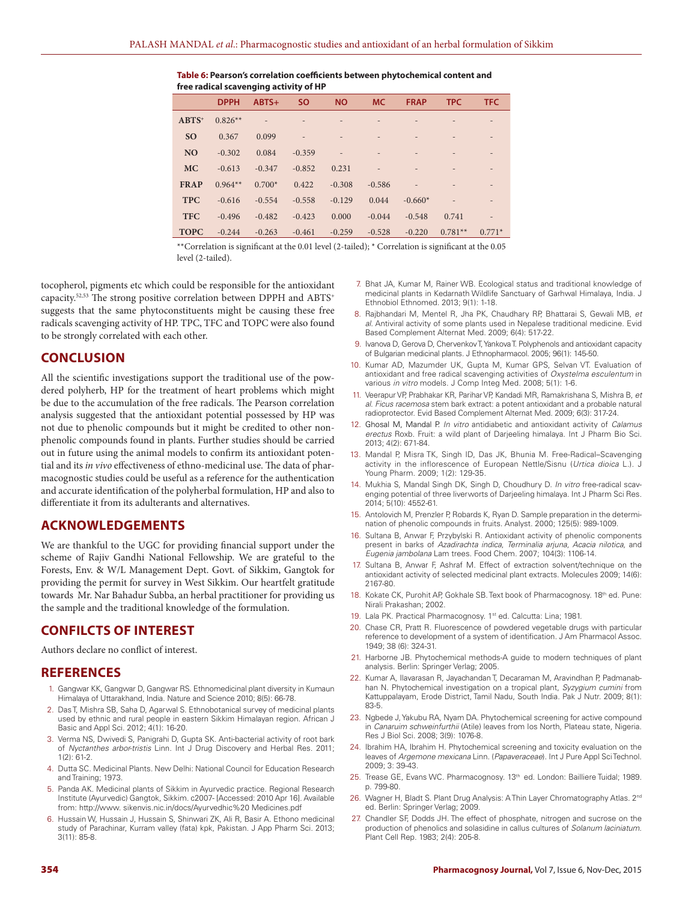**Table 6: Pearson's correlation coefficients between phytochemical content and free radical scavenging activity of HP**

| | DPPH | ABTS+ | SO | NO | MC | FRAP | TPC | TFC |
|---|---|---|---|---|---|---|---|---|
| **ABTS+** | 0.826** | - | - | - | - | - | - | - |
| **SO** | 0.367 | 0.099 | - | - | - | - | - | - |
| **NO** | -0.302 | 0.084 | -0.359 | - | - | - | - | - |
| **MC** | -0.613 | -0.347 | -0.852 | 0.231 | - | - | - | - |
| **FRAP** | 0.964** | 0.700* | 0.422 | -0.308 | -0.586 | - | - | - |
| **TPC** | -0.616 | -0.554 | -0.558 | -0.129 | 0.044 | -0.660* | - | - |
| **TFC** | -0.496 | -0.482 | -0.423 | 0.000 | -0.044 | -0.548 | 0.741 | - |
| **TOPC** | -0.244 | -0.263 | -0.461 | -0.259 | -0.528 | -0.220 | 0.781** | 0.771* |

**Correlation is significant at the 0.01 level (2-tailed); * Correlation is significant at the 0.05 level (2-tailed).

tocopherol, pigments etc which could be responsible for the antioxidant capacity.[52,53] The strong positive correlation between DPPH and ABTS+ suggests that the same phytoconstituents might be causing these free radicals scavenging activity of HP. TPC, TFC and TOPC were also found to be strongly correlated with each other.

## CONCLUSION

All the scientific investigations support the traditional use of the powdered polyherb, HP for the treatment of heart problems which might be due to the accumulation of the free radicals. The Pearson correlation analysis suggested that the antioxidant potential possessed by HP was not due to phenolic compounds but it might be credited to other non-phenolic compounds found in plants. Further studies should be carried out in future using the animal models to confirm its antioxidant potential and its *in vivo* effectiveness of ethno-medicinal use. The data of pharmacognostic studies could be useful as a reference for the authentication and accurate identification of the polyherbal formulation, HP and also to differentiate it from its adulterants and alternatives.

## ACKNOWLEDGEMENTS

We are thankful to the UGC for providing financial support under the scheme of Rajiv Gandhi National Fellowship. We are grateful to the Forests, Env. & W/L Management Dept. Govt. of Sikkim, Gangtok for providing the permit for survey in West Sikkim. Our heartfelt gratitude towards Mr. Nar Bahadur Subba, an herbal practitioner for providing us the sample and the traditional knowledge of the formulation.

## CONIFLCTS OF INTEREST

Authors declare no conflict of interest.

## REFERENCES

1. Gangwar KK, Gangwar D, Gangwar RS. Ethnomedicinal plant diversity in Kumaun Himalaya of Uttarakhand, India. Nature and Science 2010; 8(5): 66-78.
2. Das T, Mishra SB, Saha D, Agarwal S. Ethnobotanical survey of medicinal plants used by ethnic and rural people in eastern Sikkim Himalayan region. African J Basic and Appl Sci. 2012; 4(1): 16-20.
3. Verma NS, Dwivedi S, Panigrahi D, Gupta SK. Anti-bacterial activity of root bark of *Nyctanthes arbor-tristis* Linn. Int J Drug Discovery and Herbal Res. 2011; 1(2): 61-2.
4. Dutta SC. Medicinal Plants. New Delhi: National Council for Education Research and Training; 1973.
5. Panda AK. Medicinal plants of Sikkim in Ayurvedic practice. Regional Research Institute (Ayurvedic) Gangtok, Sikkim. c2007- [Accessed: 2010 Apr 16]. Available from: http://www. sikenvis.nic.in/docs/Ayurvedhic%20 Medicines.pdf
6. Hussain W, Hussain J, Hussain S, Shinwari ZK, Ali R, Basir A. Ethono medicinal study of Parachinar, Kurram valley (fata) kpk, Pakistan. J App Pharm Sci. 2013; 3(11): 85-8.
7. Bhat JA, Kumar M, Rainer WB. Ecological status and traditional knowledge of medicinal plants in Kedarnath Wildlife Sanctuary of Garhwal Himalaya, India. J Ethnobiol Ethnomed. 2013; 9(1): 1-18.
8. Rajbhandari M, Mentel R, Jha PK, Chaudhary RP, Bhattarai S, Gewali MB, *et al.* Antiviral activity of some plants used in Nepalese traditional medicine. Evid Based Complement Alternat Med. 2009; 6(4): 517-22.
9. Ivanova D, Gerova D, Chervenkov T, Yankova T. Polyphenols and antioxidant capacity of Bulgarian medicinal plants. J Ethnopharmacol. 2005; 96(1): 145-50.
10. Kumar AD, Mazumder UK, Gupta M, Kumar GPS, Selvan VT. Evaluation of antioxidant and free radical scavenging activities of *Oxystelma esculentum* in various *in vitro* models. J Comp Integ Med. 2008; 5(1): 1-6.
11. Veerapur VP, Prabhakar KR, Parihar VP, Kandadi MR, Ramakrishana S, Mishra B, *et al. Ficus racemosa* stem bark extract: a potent antioxidant and a probable natural radioprotector. Evid Based Complement Alternat Med. 2009; 6(3): 317-24.
12. Ghosal M, Mandal P. *In vitro* antidiabetic and antioxidant activity of *Calamus erectus* Roxb. Fruit: a wild plant of Darjeeling himalaya. Int J Pharm Bio Sci. 2013; 4(2): 671-84.
13. Mandal P, Misra TK, Singh ID, Das JK, Bhunia M. Free-Radical–Scavenging activity in the inflorescence of European Nettle/Sisnu (*Urtica dioica* L.). J Young Pharm. 2009; 1(2): 129-35.
14. Mukhia S, Mandal Singh DK, Singh D, Choudhury D. *In vitro* free-radical scavenging potential of three liverworts of Darjeeling himalaya. Int J Pharm Sci Res. 2014; 5(10): 4552-61.
15. Antolovich M, Prenzler P, Robards K, Ryan D. Sample preparation in the determination of phenolic compounds in fruits. Analyst. 2000; 125(5): 989-1009.
16. Sultana B, Anwar F, Przybylski R. Antioxidant activity of phenolic components present in barks of *Azadirachta indica*, *Terminalia arjuna*, *Acacia nilotica*, and *Eugenia jambolana* Lam trees. Food Chem. 2007; 104(3): 1106-14.
17. Sultana B, Anwar F, Ashraf M. Effect of extraction solvent/technique on the antioxidant activity of selected medicinal plant extracts. Molecules 2009; 14(6): 2167-80.
18. Kokate CK, Purohit AP, Gokhale SB. Text book of Pharmacognosy. 18th ed. Pune: Nirali Prakashan; 2002.
19. Lala PK. Practical Pharmacognosy. 1st ed. Calcutta: Lina; 1981.
20. Chase CR, Pratt R. Fluorescence of powdered vegetable drugs with particular reference to development of a system of identification. J Am Pharmacol Assoc. 1949; 38 (6): 324-31.
21. Harborne JB. Phytochemical methods-A guide to modern techniques of plant analysis. Berlin: Springer Verlag; 2005.
22. Kumar A, Ilavarasan R, Jayachandan T, Decaraman M, Aravindhan P, Padmanabhan N. Phytochemical investigation on a tropical plant, *Syzygium cumini* from Kattuppalayam, Erode District, Tamil Nadu, South India. Pak J Nutr. 2009; 8(1): 83-5.
23. Ngbede J, Yakubu RA, Nyam DA. Phytochemical screening for active compound in *Canaruim schweinfurthii* (Atile) leaves from Ios North, Plateau state, Nigeria. Res J Biol Sci. 2008; 3(9): 1076-8.
24. Ibrahim HA, Ibrahim H. Phytochemical screening and toxicity evaluation on the leaves of *Argemone mexicana* Linn. (*Papaveraceae*). Int J Pure Appl Sci Technol. 2009; 3: 39-43.
25. Trease GE, Evans WC. Pharmacognosy. 13th ed. London: Bailliere Tuidal; 1989. p. 799-80.
26. Wagner H, Bladt S. Plant Drug Analysis: A Thin Layer Chromatography Atlas. 2nd ed. Berlin: Springer Verlag; 2009.
27. Chandler SF, Dodds JH. The effect of phosphate, nitrogen and sucrose on the production of phenolics and solasidine in callus cultures of *Solanum laciniatum*. Plant Cell Rep. 1983; 2(4): 205-8.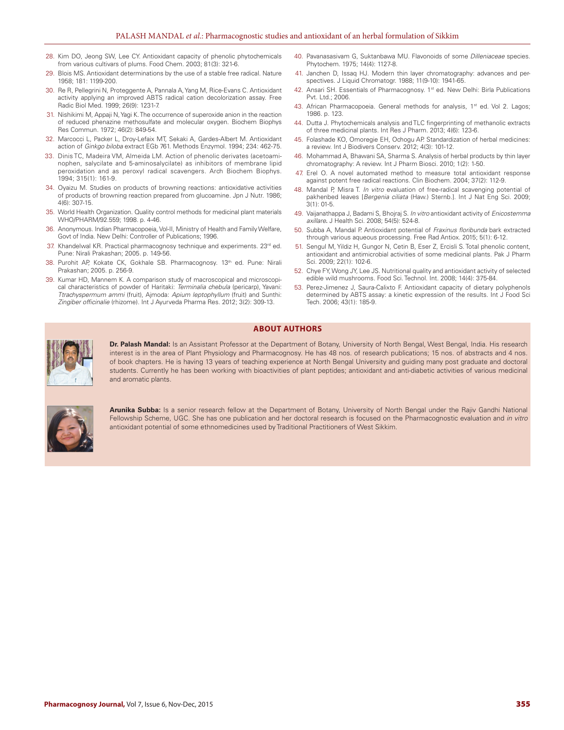28. Kim DO, Jeong SW, Lee CY. Antioxidant capacity of phenolic phytochemicals from various cultivars of plums. Food Chem. 2003; 81(3): 321-6.
29. Blois MS. Antioxidant determinations by the use of a stable free radical. Nature 1958; 181: 1199-200.
30. Re R, Pellegrini N, Proteggente A, Pannala A, Yang M, Rice-Evans C. Antioxidant activity applying an improved ABTS radical cation decolorization assay. Free Radic Biol Med. 1999; 26(9): 1231-7.
31. Nishikimi M, Appaji N, Yagi K. The occurrence of superoxide anion in the reaction of reduced phenazine methosulfate and molecular oxygen. Biochem Biophys Res Commun. 1972; 46(2): 849-54.
32. Marcocci L, Packer L, Droy-Lefaix MT, Sekaki A, Gardes-Albert M. Antioxidant action of *Ginkgo biloba* extract EGb 761. Methods Enzymol. 1994; 234: 462-75.
33. Dinis TC, Madeira VM, Almeida LM. Action of phenolic derivates (acetoaminophen, salycilate and 5-aminosalycilate) as inhibitors of membrane lipid peroxidation and as peroxyl radical scavengers. Arch Biochem Biophys. 1994; 315(1): 161-9.
34. Oyaizu M. Studies on products of browning reactions: antioxidative activities of products of browning reaction prepared from glucoamine. Jpn J Nutr. 1986; 4(6): 307-15.
35. World Health Organization. Quality control methods for medicinal plant materials WHO/PHARM/92.559; 1998. p. 4-46.
36. Anonymous. Indian Pharmacopoeia, Vol-II, Ministry of Health and Family Welfare, Govt of India. New Delhi: Controller of Publications; 1996.
37. Khandelwal KR. Practical pharmacognosy technique and experiments. 23rd ed. Pune: Nirali Prakashan; 2005. p. 149-56.
38. Purohit AP, Kokate CK, Gokhale SB. Pharmacognosy. 13th ed. Pune: Nirali Prakashan; 2005. p. 256-9.
39. Kumar HD, Mannem K. A comparison study of macroscopical and microscopical characteristics of powder of Haritaki: *Terminalia chebula* (pericarp), Yavani: *Ttrachyspermum ammi* (fruit), Ajmoda: *Apium leptophyllum* (fruit) and Sunthi: *Zingiber officinalie* (rhizome). Int J Ayurveda Pharma Res. 2012; 3(2): 309-13.
40. Pavanasasivam G, Suktanbawa MU. Flavonoids of some *Dilleniaceae* species. Phytochem. 1975; 14(4): 1127-8.
41. Janchen D, Issaq HJ. Modern thin layer chromatography: advances and perspectives. J Liquid Chromatogr. 1988; 11(9-10): 1941-65.
42. Ansari SH. Essentials of Pharmacognosy. 1st ed. New Delhi: Birla Publications Pvt. Ltd.; 2006.
43. African Pharmacopoeia. General methods for analysis, 1st ed. Vol 2. Lagos; 1986. p. 123.
44. Dutta J. Phytochemicals analysis and TLC fingerprinting of methanolic extracts of three medicinal plants. Int Res J Pharm. 2013; 4(6): 123-6.
45. Folashade KO, Omoregie EH, Ochogu AP. Standardization of herbal medicines: a review. Int J Biodivers Conserv. 2012; 4(3): 101-12.
46. Mohammad A, Bhawani SA, Sharma S. Analysis of herbal products by thin layer chromatography: A review. Int J Pharm Biosci. 2010; 1(2): 1-50.
47. Erel O. A novel automated method to measure total antioxidant response against potent free radical reactions. Clin Biochem. 2004; 37(2): 112-9.
48. Mandal P, Misra T. *In vitro* evaluation of free-radical scavenging potential of pakhenbed leaves [*Bergenia ciliata* (Haw.) Sternb.]. Int J Nat Eng Sci. 2009; 3(1): 01-5.
49. Vaijanathappa J, Badami S, Bhojraj S. *In vitro* antioxidant activity of *Enicostemma axillare.* J Health Sci. 2008; 54(5): 524-8.
50. Subba A, Mandal P. Antioxidant potential of *Fraxinus floribunda* bark extracted through various aqueous processing. Free Rad Antiox. 2015; 5(1): 6-12.
51. Sengul M, Yildiz H, Gungor N, Cetin B, Eser Z, Ercisli S. Total phenolic content, antioxidant and antimicrobial activities of some medicinal plants. Pak J Pharm Sci. 2009; 22(1): 102-6.
52. Chye FY, Wong JY, Lee JS. Nutritional quality and antioxidant activity of selected edible wild mushrooms. Food Sci. Technol. Int. 2008; 14(4): 375-84.
53. Perez-Jimenez J, Saura-Calixto F. Antioxidant capacity of dietary polyphenols determined by ABTS assay: a kinetic expression of the results. Int J Food Sci Tech. 2006; 43(1): 185-9.

## ABOUT AUTHORS

**Dr. Palash Mandal:** Is an Assistant Professor at the Department of Botany, University of North Bengal, West Bengal, India. His research interest is in the area of Plant Physiology and Pharmacognosy. He has 48 nos. of research publications; 15 nos. of abstracts and 4 nos. of book chapters. He is having 13 years of teaching experience at North Bengal University and guiding many post graduate and doctoral students. Currently he has been working with bioactivities of plant peptides; antioxidant and anti-diabetic activities of various medicinal and aromatic plants.

**Arunika Subba:** Is a senior research fellow at the Department of Botany, University of North Bengal under the Rajiv Gandhi National Fellowship Scheme, UGC. She has one publication and her doctoral research is focused on the Pharmacognostic evaluation and *in vitro* antioxidant potential of some ethnomedicines used by Traditional Practitioners of West Sikkim.